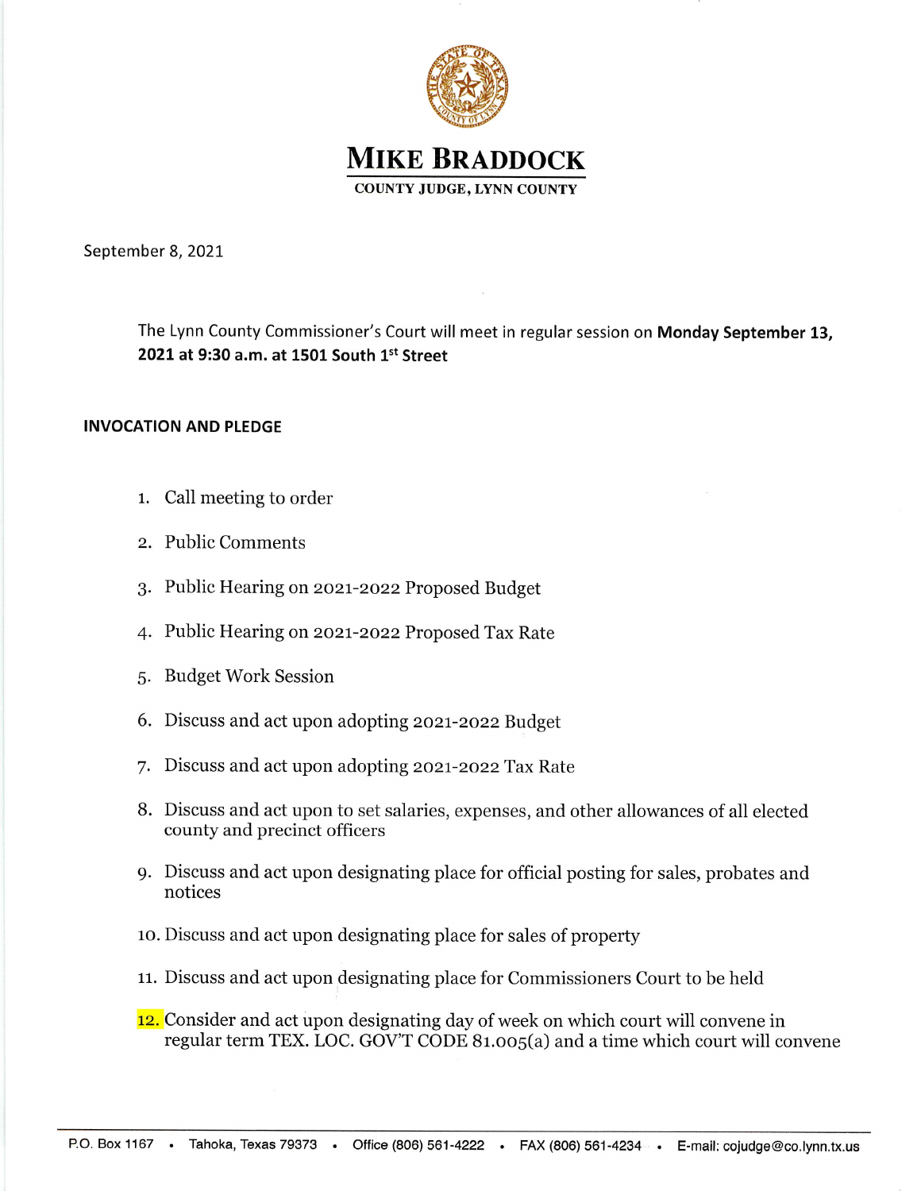# MIKE BRADDOCK

COUNTY JUDGE, LYNN COUNTY

September 8, 2021

The Lynn County Commissioner's Court will meet in regular session on **Monday September 13, 2021 at 9:30 a.m. at 1501 South 1st Street**

**INVOCATION AND PLEDGE**

1. Call meeting to order
2. Public Comments
3. Public Hearing on 2021-2022 Proposed Budget
4. Public Hearing on 2021-2022 Proposed Tax Rate
5. Budget Work Session
6. Discuss and act upon adopting 2021-2022 Budget
7. Discuss and act upon adopting 2021-2022 Tax Rate
8. Discuss and act upon to set salaries, expenses, and other allowances of all elected county and precinct officers
9. Discuss and act upon designating place for official posting for sales, probates and notices
10. Discuss and act upon designating place for sales of property
11. Discuss and act upon designating place for Commissioners Court to be held
12. Consider and act upon designating day of week on which court will convene in regular term TEX. LOC. GOV'T CODE 81.005(a) and a time which court will convene

P.O. Box 1167 • Tahoka, Texas 79373 • Office (806) 561-4222 • FAX (806) 561-4234 • E-mail: cojudge@co.lynn.tx.us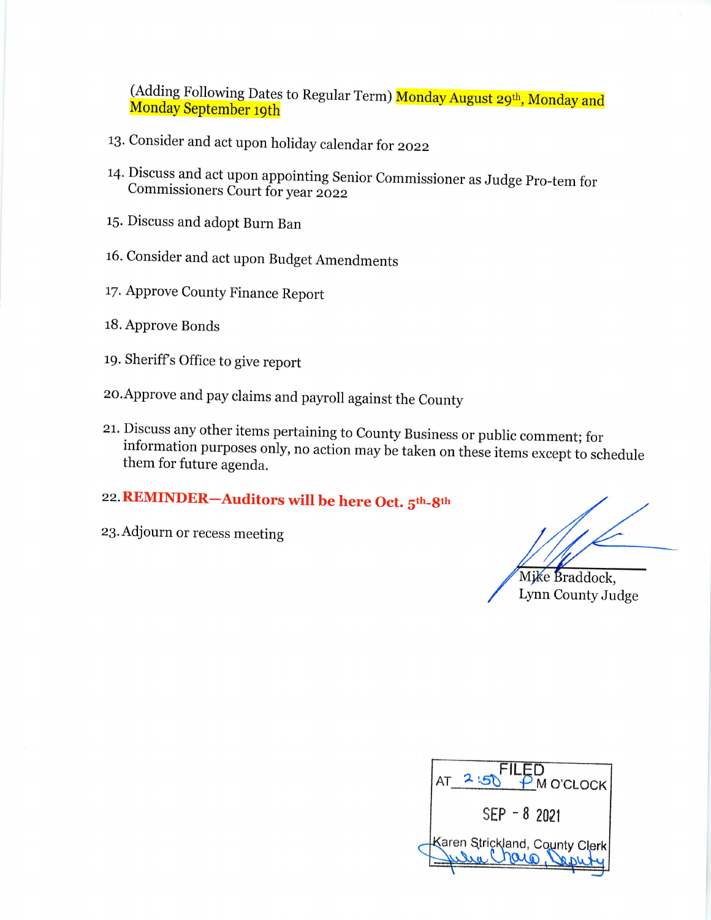(Adding Following Dates to Regular Term) Monday August 29th, Monday and Monday September 19th

13. Consider and act upon holiday calendar for 2022
14. Discuss and act upon appointing Senior Commissioner as Judge Pro-tem for Commissioners Court for year 2022
15. Discuss and adopt Burn Ban
16. Consider and act upon Budget Amendments
17. Approve County Finance Report
18. Approve Bonds
19. Sheriff's Office to give report
20. Approve and pay claims and payroll against the County
21. Discuss any other items pertaining to County Business or public comment; for information purposes only, no action may be taken on these items except to schedule them for future agenda.
22. **REMINDER—Auditors will be here Oct. 5th-8th**
23. Adjourn or recess meeting

Mike Braddock,
Lynn County Judge

FILED
AT 2:50 PM O'CLOCK
SEP - 8 2021
Karen Strickland, County Clerk
Julia Chavo, Deputy